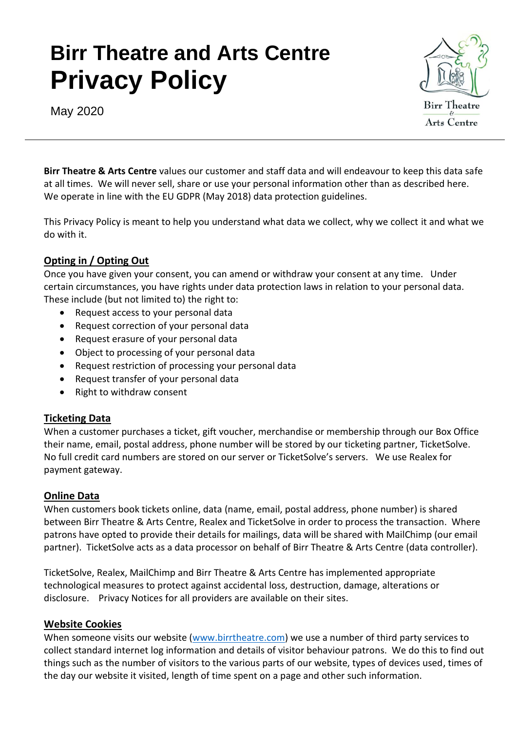# Birr Theatre and Arts Centre
# Privacy Policy

May 2020

**Birr Theatre & Arts Centre** values our customer and staff data and will endeavour to keep this data safe at all times. We will never sell, share or use your personal information other than as described here. We operate in line with the EU GDPR (May 2018) data protection guidelines.

This Privacy Policy is meant to help you understand what data we collect, why we collect it and what we do with it.

## Opting in / Opting Out

Once you have given your consent, you can amend or withdraw your consent at any time. Under certain circumstances, you have rights under data protection laws in relation to your personal data. These include (but not limited to) the right to:

- Request access to your personal data
- Request correction of your personal data
- Request erasure of your personal data
- Object to processing of your personal data
- Request restriction of processing your personal data
- Request transfer of your personal data
- Right to withdraw consent

## Ticketing Data

When a customer purchases a ticket, gift voucher, merchandise or membership through our Box Office their name, email, postal address, phone number will be stored by our ticketing partner, TicketSolve. No full credit card numbers are stored on our server or TicketSolve's servers. We use Realex for payment gateway.

## Online Data

When customers book tickets online, data (name, email, postal address, phone number) is shared between Birr Theatre & Arts Centre, Realex and TicketSolve in order to process the transaction. Where patrons have opted to provide their details for mailings, data will be shared with MailChimp (our email partner). TicketSolve acts as a data processor on behalf of Birr Theatre & Arts Centre (data controller).

TicketSolve, Realex, MailChimp and Birr Theatre & Arts Centre has implemented appropriate technological measures to protect against accidental loss, destruction, damage, alterations or disclosure. Privacy Notices for all providers are available on their sites.

## Website Cookies

When someone visits our website (www.birrtheatre.com) we use a number of third party services to collect standard internet log information and details of visitor behaviour patrons. We do this to find out things such as the number of visitors to the various parts of our website, types of devices used, times of the day our website it visited, length of time spent on a page and other such information.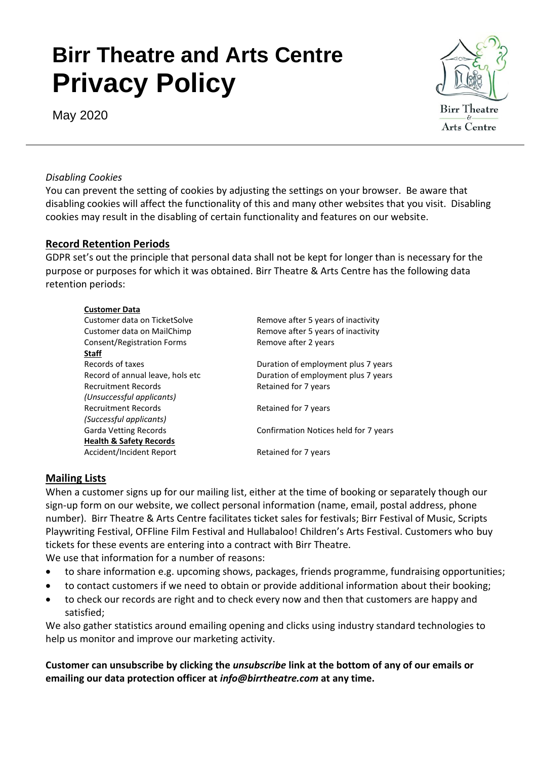*Disabling Cookies*

You can prevent the setting of cookies by adjusting the settings on your browser. Be aware that disabling cookies will affect the functionality of this and many other websites that you visit. Disabling cookies may result in the disabling of certain functionality and features on our website.

## Record Retention Periods

GDPR set's out the principle that personal data shall not be kept for longer than is necessary for the purpose or purposes for which it was obtained. Birr Theatre & Arts Centre has the following data retention periods:

| | |
|---|---|
| **Customer Data** | |
| Customer data on TicketSolve | Remove after 5 years of inactivity |
| Customer data on MailChimp | Remove after 5 years of inactivity |
| Consent/Registration Forms | Remove after 2 years |
| **Staff** | |
| Records of taxes | Duration of employment plus 7 years |
| Record of annual leave, hols etc | Duration of employment plus 7 years |
| Recruitment Records *(Unsuccessful applicants)* | Retained for 7 years |
| Recruitment Records *(Successful applicants)* | Retained for 7 years |
| Garda Vetting Records | Confirmation Notices held for 7 years |
| **Health & Safety Records** | |
| Accident/Incident Report | Retained for 7 years |

## Mailing Lists

When a customer signs up for our mailing list, either at the time of booking or separately though our sign-up form on our website, we collect personal information (name, email, postal address, phone number). Birr Theatre & Arts Centre facilitates ticket sales for festivals; Birr Festival of Music, Scripts Playwriting Festival, OFFline Film Festival and Hullabaloo! Children's Arts Festival. Customers who buy tickets for these events are entering into a contract with Birr Theatre.

We use that information for a number of reasons:

- to share information e.g. upcoming shows, packages, friends programme, fundraising opportunities;
- to contact customers if we need to obtain or provide additional information about their booking;
- to check our records are right and to check every now and then that customers are happy and satisfied;

We also gather statistics around emailing opening and clicks using industry standard technologies to help us monitor and improve our marketing activity.

**Customer can unsubscribe by clicking the *unsubscribe* link at the bottom of any of our emails or emailing our data protection officer at *info@birrtheatre.com* at any time.**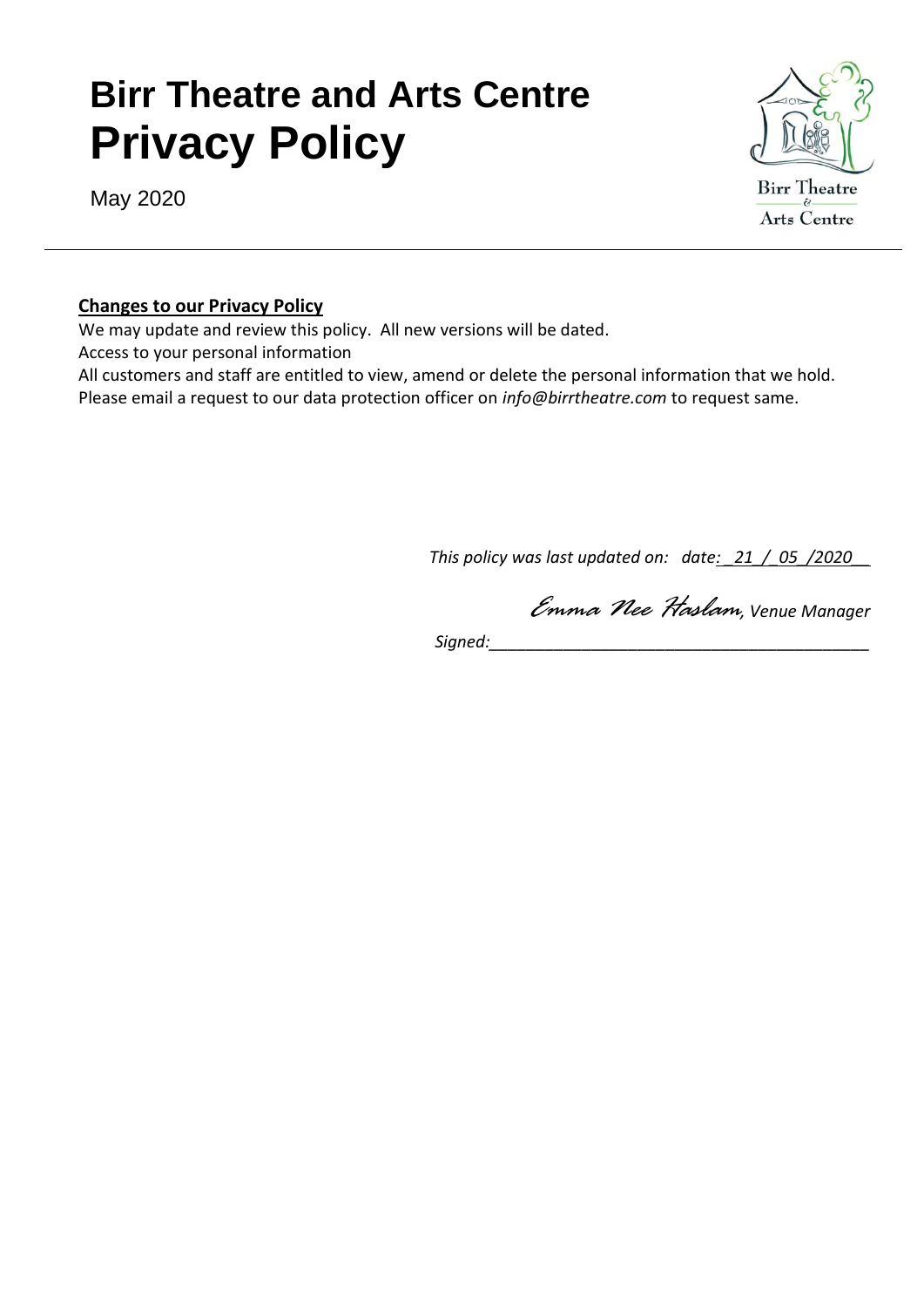# Birr Theatre and Arts Centre
# Privacy Policy

May 2020

**Changes to our Privacy Policy**

We may update and review this policy. All new versions will be dated.

Access to your personal information

All customers and staff are entitled to view, amend or delete the personal information that we hold. Please email a request to our data protection officer on *info@birrtheatre.com* to request same.

*This policy was last updated on: date:\_21\_/\_05\_/2020\_\_*

Emma Nee Haslam, *Venue Manager*

*Signed:*\_\_\_\_\_\_\_\_\_\_\_\_\_\_\_\_\_\_\_\_\_\_\_\_\_\_\_\_\_\_\_\_\_\_\_\_\_\_\_\_